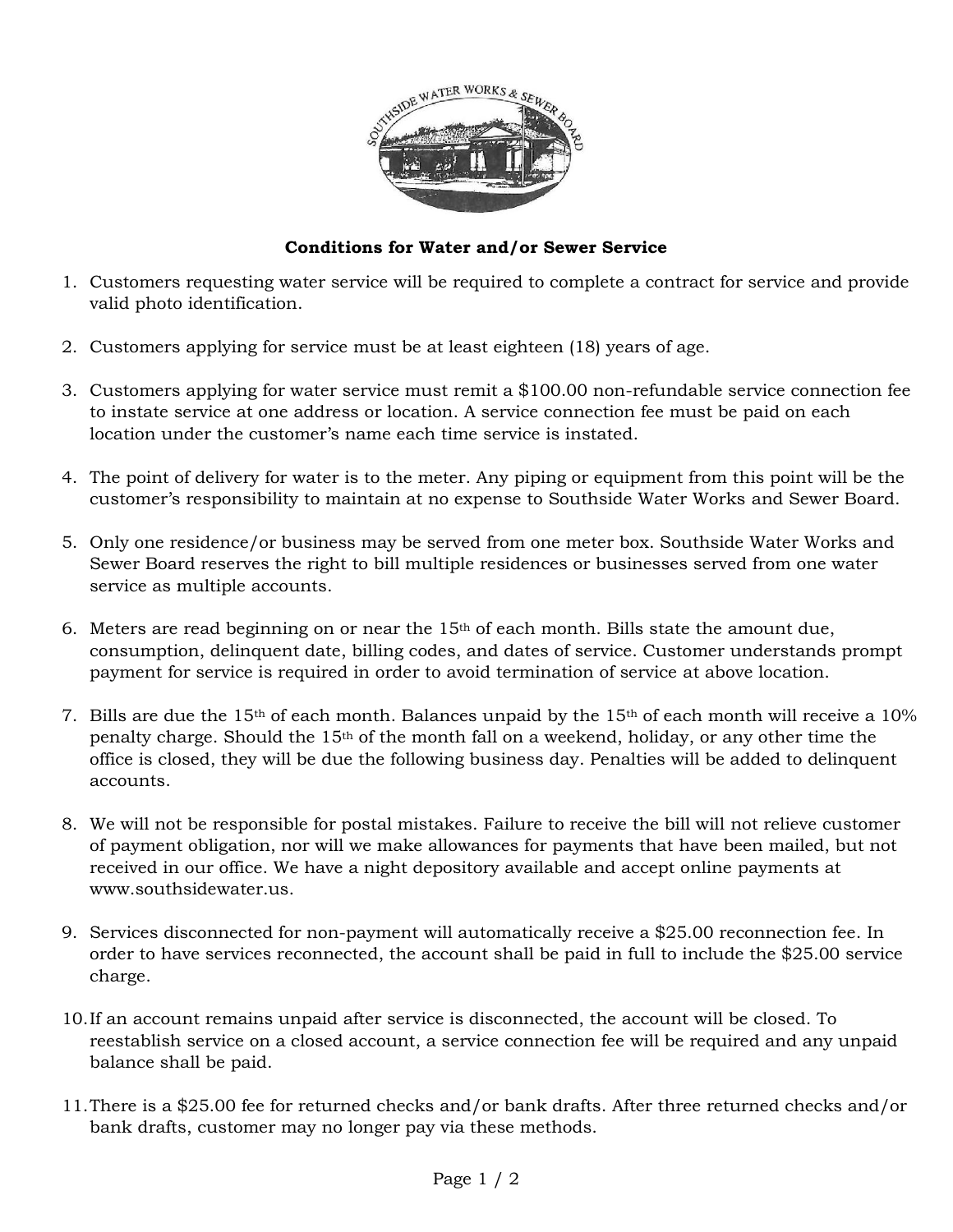**Conditions for Water and/or Sewer Service**

1. Customers requesting water service will be required to complete a contract for service and provide valid photo identification.

2. Customers applying for service must be at least eighteen (18) years of age.

3. Customers applying for water service must remit a $100.00 non-refundable service connection fee to instate service at one address or location. A service connection fee must be paid on each location under the customer's name each time service is instated.

4. The point of delivery for water is to the meter. Any piping or equipment from this point will be the customer's responsibility to maintain at no expense to Southside Water Works and Sewer Board.

5. Only one residence/or business may be served from one meter box. Southside Water Works and Sewer Board reserves the right to bill multiple residences or businesses served from one water service as multiple accounts.

6. Meters are read beginning on or near the 15th of each month. Bills state the amount due, consumption, delinquent date, billing codes, and dates of service. Customer understands prompt payment for service is required in order to avoid termination of service at above location.

7. Bills are due the 15th of each month. Balances unpaid by the 15th of each month will receive a 10% penalty charge. Should the 15th of the month fall on a weekend, holiday, or any other time the office is closed, they will be due the following business day. Penalties will be added to delinquent accounts.

8. We will not be responsible for postal mistakes. Failure to receive the bill will not relieve customer of payment obligation, nor will we make allowances for payments that have been mailed, but not received in our office. We have a night depository available and accept online payments at www.southsidewater.us.

9. Services disconnected for non-payment will automatically receive a $25.00 reconnection fee. In order to have services reconnected, the account shall be paid in full to include the $25.00 service charge.

10. If an account remains unpaid after service is disconnected, the account will be closed. To reestablish service on a closed account, a service connection fee will be required and any unpaid balance shall be paid.

11. There is a $25.00 fee for returned checks and/or bank drafts. After three returned checks and/or bank drafts, customer may no longer pay via these methods.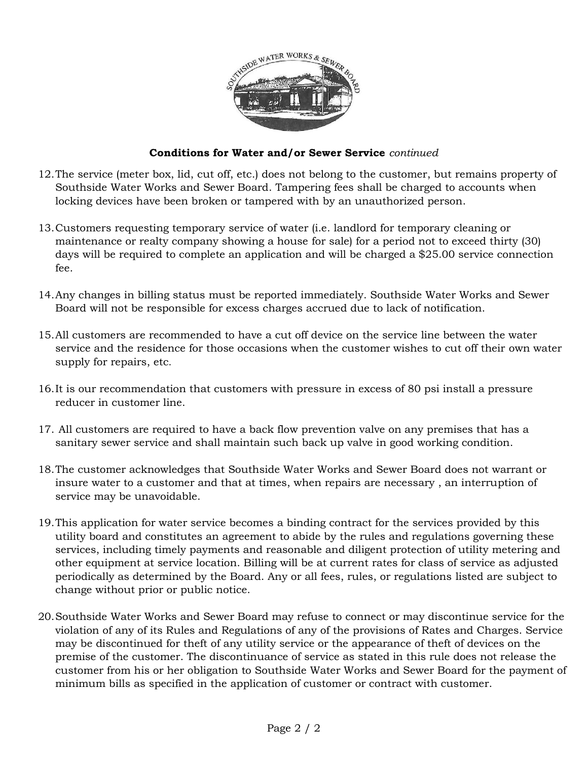**Conditions for Water and/or Sewer Service** *continued*

12. The service (meter box, lid, cut off, etc.) does not belong to the customer, but remains property of Southside Water Works and Sewer Board. Tampering fees shall be charged to accounts when locking devices have been broken or tampered with by an unauthorized person.

13. Customers requesting temporary service of water (i.e. landlord for temporary cleaning or maintenance or realty company showing a house for sale) for a period not to exceed thirty (30) days will be required to complete an application and will be charged a $25.00 service connection fee.

14. Any changes in billing status must be reported immediately. Southside Water Works and Sewer Board will not be responsible for excess charges accrued due to lack of notification.

15. All customers are recommended to have a cut off device on the service line between the water service and the residence for those occasions when the customer wishes to cut off their own water supply for repairs, etc.

16. It is our recommendation that customers with pressure in excess of 80 psi install a pressure reducer in customer line.

17. All customers are required to have a back flow prevention valve on any premises that has a sanitary sewer service and shall maintain such back up valve in good working condition.

18. The customer acknowledges that Southside Water Works and Sewer Board does not warrant or insure water to a customer and that at times, when repairs are necessary , an interruption of service may be unavoidable.

19. This application for water service becomes a binding contract for the services provided by this utility board and constitutes an agreement to abide by the rules and regulations governing these services, including timely payments and reasonable and diligent protection of utility metering and other equipment at service location. Billing will be at current rates for class of service as adjusted periodically as determined by the Board. Any or all fees, rules, or regulations listed are subject to change without prior or public notice.

20. Southside Water Works and Sewer Board may refuse to connect or may discontinue service for the violation of any of its Rules and Regulations of any of the provisions of Rates and Charges. Service may be discontinued for theft of any utility service or the appearance of theft of devices on the premise of the customer. The discontinuance of service as stated in this rule does not release the customer from his or her obligation to Southside Water Works and Sewer Board for the payment of minimum bills as specified in the application of customer or contract with customer.